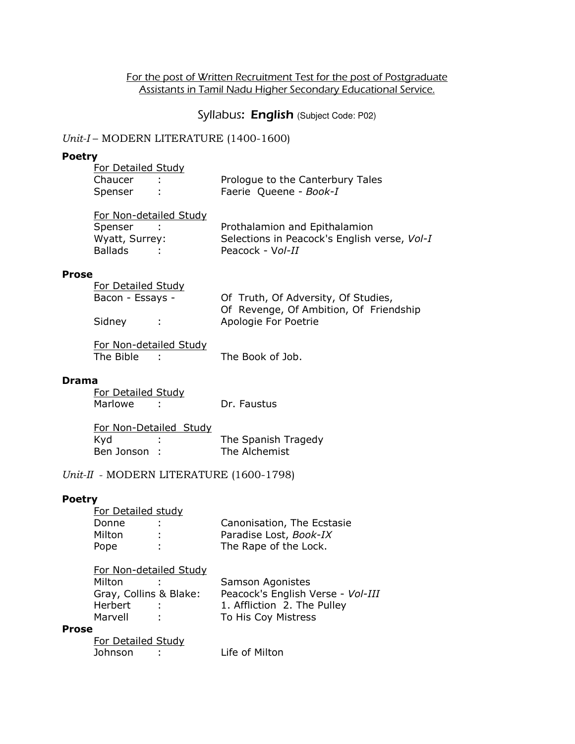For the post of Written Recruitment Test for the post of Postgraduate Assistants in Tamil Nadu Higher Secondary Educational Service.

# Syllabus: **English** (Subject Code: P02)

## *Unit-I* – MODERN LITERATURE (1400-1600)

### Poetry

For Detailed Study

Chaucer : Prologue to the Canterbury Tales
Spenser : Faerie Queene - *Book-I*

For Non-detailed Study

Spenser : Prothalamion and Epithalamion
Wyatt, Surrey: Selections in Peacock's English verse, *Vol-I*
Ballads : Peacock - V*ol-II*

### Prose

For Detailed Study

Bacon - Essays - Of Truth, Of Adversity, Of Studies, Of Revenge, Of Ambition, Of Friendship
Sidney : Apologie For Poetrie

For Non-detailed Study

The Bible : The Book of Job.

### Drama

For Detailed Study

Marlowe : Dr. Faustus

For Non-Detailed Study

Kyd : The Spanish Tragedy
Ben Jonson : The Alchemist

## *Unit-II* - MODERN LITERATURE (1600-1798)

### Poetry

For Detailed study

Donne : Canonisation, The Ecstasie
Milton : Paradise Lost, *Book-IX*
Pope : The Rape of the Lock.

For Non-detailed Study

Milton : Samson Agonistes
Gray, Collins & Blake: Peacock's English Verse - *Vol-III*
Herbert : 1. Affliction 2. The Pulley
Marvell : To His Coy Mistress

### Prose

For Detailed Study

Johnson : Life of Milton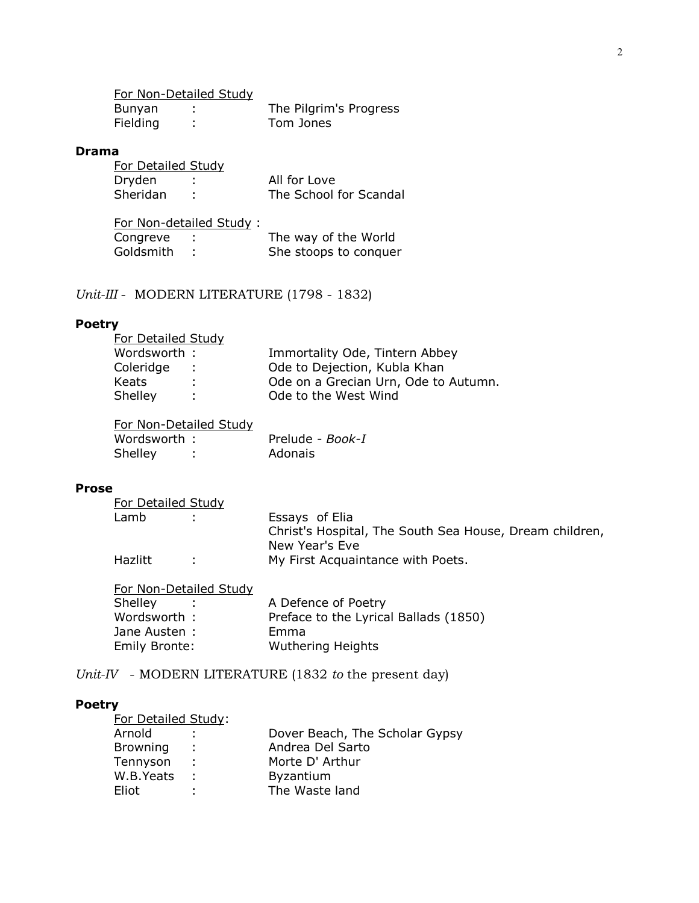<u>For Non-Detailed Study</u>

| | | |
|---|---|---|
| Bunyan | : | The Pilgrim's Progress |
| Fielding | : | Tom Jones |

**Drama**

<u>For Detailed Study</u>

| | | |
|---|---|---|
| Dryden | : | All for Love |
| Sheridan | : | The School for Scandal |

<u>For Non-detailed Study</u> :

| | | |
|---|---|---|
| Congreve | : | The way of the World |
| Goldsmith | : | She stoops to conquer |

*Unit-III* - MODERN LITERATURE (1798 - 1832)

**Poetry**

<u>For Detailed Study</u>

| | | |
|---|---|---|
| Wordsworth | : | Immortality Ode, Tintern Abbey |
| Coleridge | : | Ode to Dejection, Kubla Khan |
| Keats | : | Ode on a Grecian Urn, Ode to Autumn. |
| Shelley | : | Ode to the West Wind |

<u>For Non-Detailed Study</u>

| | | |
|---|---|---|
| Wordsworth | : | Prelude - *Book-I* |
| Shelley | : | Adonais |

**Prose**

<u>For Detailed Study</u>

| | | |
|---|---|---|
| Lamb | : | Essays of Elia<br>Christ's Hospital, The South Sea House, Dream children, New Year's Eve |
| Hazlitt | : | My First Acquaintance with Poets. |

<u>For Non-Detailed Study</u>

| | | |
|---|---|---|
| Shelley | : | A Defence of Poetry |
| Wordsworth | : | Preface to the Lyrical Ballads (1850) |
| Jane Austen | : | Emma |
| Emily Bronte | : | Wuthering Heights |

*Unit-IV* - MODERN LITERATURE (1832 *to* the present day)

**Poetry**

<u>For Detailed Study</u>:

| | | |
|---|---|---|
| Arnold | : | Dover Beach, The Scholar Gypsy |
| Browning | : | Andrea Del Sarto |
| Tennyson | : | Morte D' Arthur |
| W.B.Yeats | : | Byzantium |
| Eliot | : | The Waste land |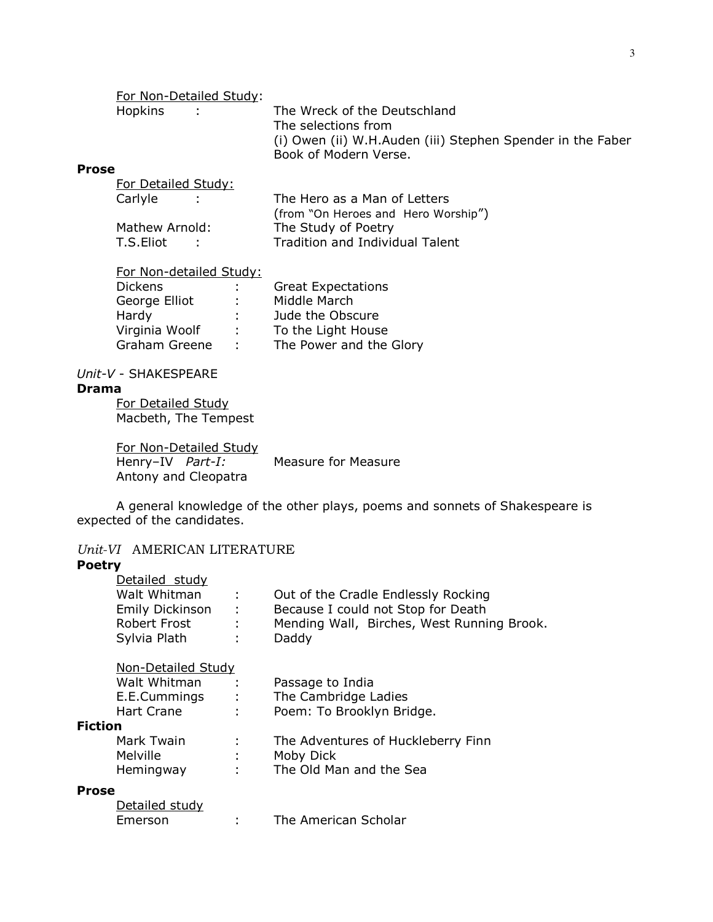For Non-Detailed Study:

Hopkins : The Wreck of the Deutschland

The selections from
(i) Owen (ii) W.H.Auden (iii) Stephen Spender in the Faber Book of Modern Verse.

**Prose**

For Detailed Study:

Carlyle : The Hero as a Man of Letters
(from "On Heroes and Hero Worship")

Mathew Arnold: The Study of Poetry

T.S.Eliot : Tradition and Individual Talent

For Non-detailed Study:

Dickens : Great Expectations

George Elliot : Middle March

Hardy : Jude the Obscure

Virginia Woolf : To the Light House

Graham Greene : The Power and the Glory

*Unit-V* - SHAKESPEARE

**Drama**

For Detailed Study

Macbeth, The Tempest

For Non-Detailed Study

Henry–IV *Part-I:* Measure for Measure

Antony and Cleopatra

A general knowledge of the other plays, poems and sonnets of Shakespeare is expected of the candidates.

*Unit-VI* AMERICAN LITERATURE

**Poetry**

Detailed study

Walt Whitman : Out of the Cradle Endlessly Rocking

Emily Dickinson : Because I could not Stop for Death

Robert Frost : Mending Wall, Birches, West Running Brook.

Sylvia Plath : Daddy

Non-Detailed Study

Walt Whitman : Passage to India

E.E.Cummings : The Cambridge Ladies

Hart Crane : Poem: To Brooklyn Bridge.

**Fiction**

Mark Twain : The Adventures of Huckleberry Finn

Melville : Moby Dick

Hemingway : The Old Man and the Sea

**Prose**

Detailed study

Emerson : The American Scholar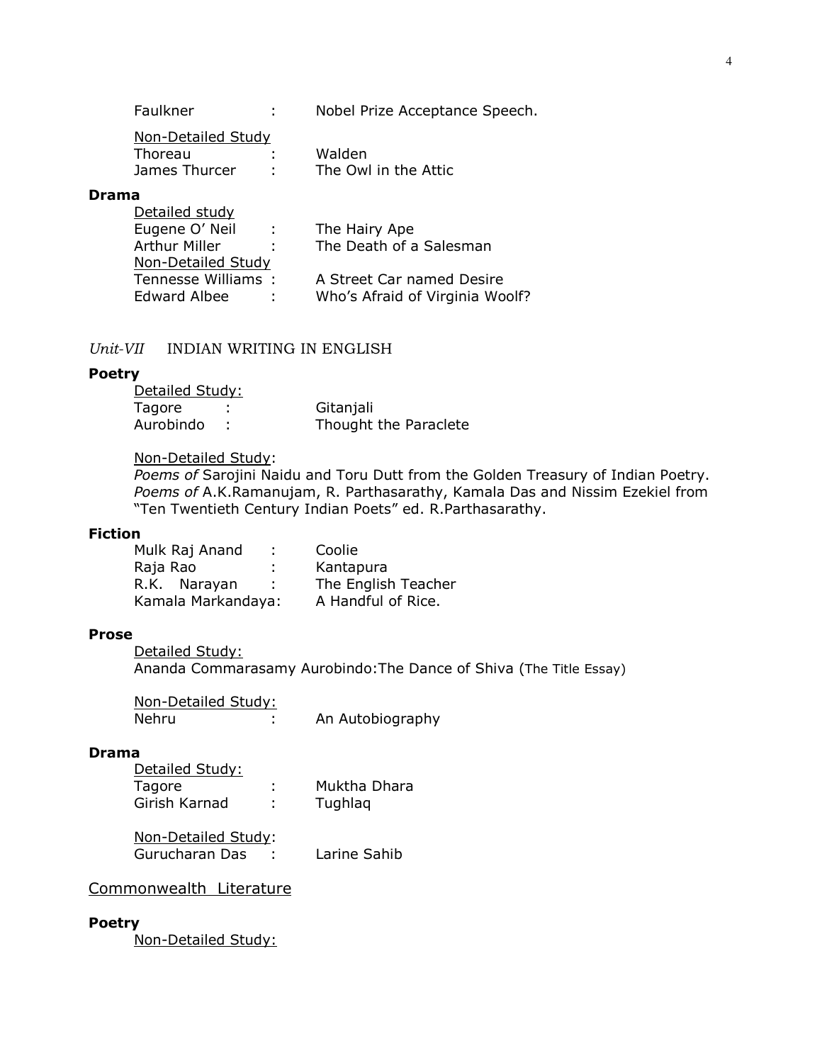Faulkner : Nobel Prize Acceptance Speech.

Non-Detailed Study

Thoreau : Walden

James Thurcer : The Owl in the Attic

**Drama**

Detailed study

Eugene O' Neil : The Hairy Ape

Arthur Miller : The Death of a Salesman

Non-Detailed Study

Tennesse Williams : A Street Car named Desire

Edward Albee : Who's Afraid of Virginia Woolf?

*Unit-VII* INDIAN WRITING IN ENGLISH

**Poetry**

Detailed Study:

Tagore : Gitanjali

Aurobindo : Thought the Paraclete

Non-Detailed Study:

*Poems of* Sarojini Naidu and Toru Dutt from the Golden Treasury of Indian Poetry.
*Poems of* A.K.Ramanujam, R. Parthasarathy, Kamala Das and Nissim Ezekiel from "Ten Twentieth Century Indian Poets" ed. R.Parthasarathy.

**Fiction**

Mulk Raj Anand : Coolie

Raja Rao : Kantapura

R.K. Narayan : The English Teacher

Kamala Markandaya: A Handful of Rice.

**Prose**

Detailed Study:

Ananda Commarasamy Aurobindo:The Dance of Shiva (The Title Essay)

Non-Detailed Study:

Nehru : An Autobiography

**Drama**

Detailed Study:

Tagore : Muktha Dhara

Girish Karnad : Tughlaq

Non-Detailed Study:

Gurucharan Das : Larine Sahib

Commonwealth Literature

**Poetry**

Non-Detailed Study: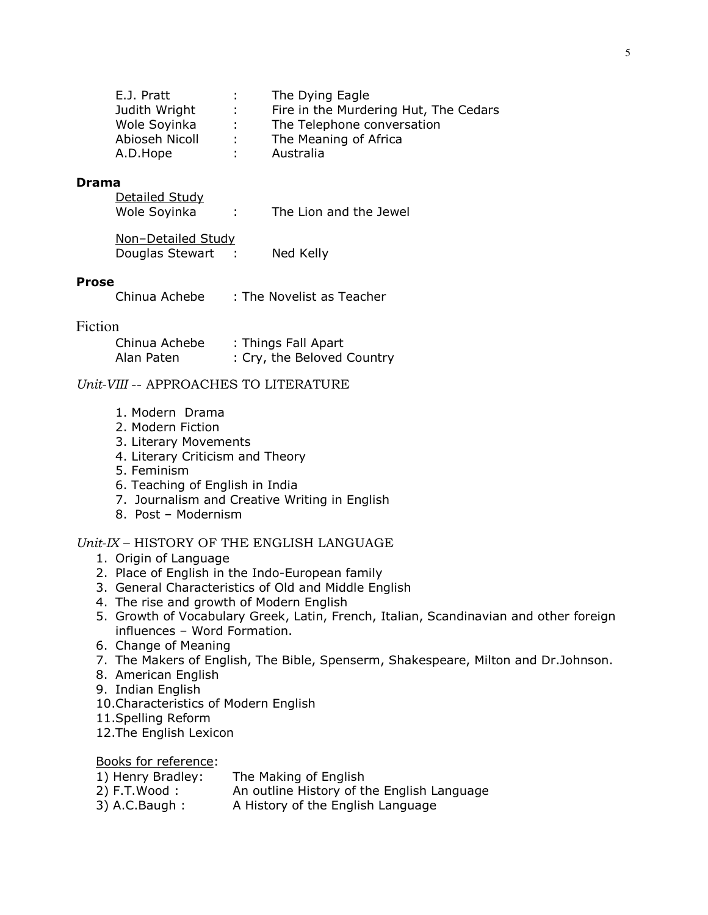| | | |
|---|---|---|
| E.J. Pratt | : | The Dying Eagle |
| Judith Wright | : | Fire in the Murdering Hut, The Cedars |
| Wole Soyinka | : | The Telephone conversation |
| Abioseh Nicoll | : | The Meaning of Africa |
| A.D.Hope | : | Australia |

**Drama**

Detailed Study

Wole Soyinka : The Lion and the Jewel

Non–Detailed Study

Douglas Stewart : Ned Kelly

**Prose**

Chinua Achebe : The Novelist as Teacher

Fiction

Chinua Achebe : Things Fall Apart
Alan Paten : Cry, the Beloved Country

*Unit-VIII* -- APPROACHES TO LITERATURE

1. Modern Drama
2. Modern Fiction
3. Literary Movements
4. Literary Criticism and Theory
5. Feminism
6. Teaching of English in India
7. Journalism and Creative Writing in English
8. Post – Modernism

*Unit-IX* – HISTORY OF THE ENGLISH LANGUAGE

1. Origin of Language
2. Place of English in the Indo-European family
3. General Characteristics of Old and Middle English
4. The rise and growth of Modern English
5. Growth of Vocabulary Greek, Latin, French, Italian, Scandinavian and other foreign influences – Word Formation.
6. Change of Meaning
7. The Makers of English, The Bible, Spenserm, Shakespeare, Milton and Dr.Johnson.
8. American English
9. Indian English
10. Characteristics of Modern English
11. Spelling Reform
12. The English Lexicon

Books for reference:

1) Henry Bradley: The Making of English
2) F.T.Wood : An outline History of the English Language
3) A.C.Baugh : A History of the English Language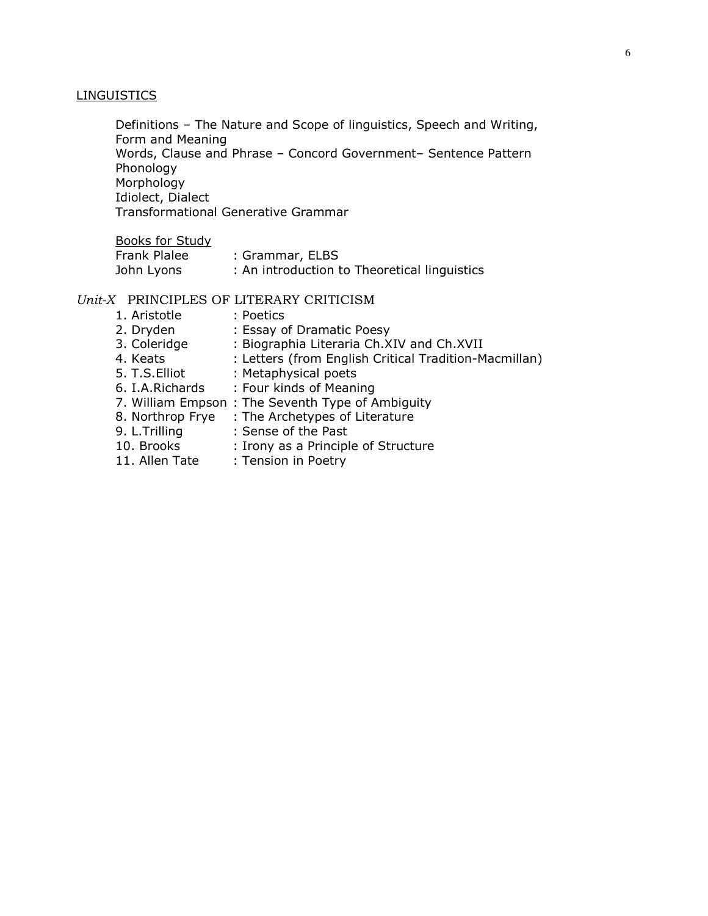## LINGUISTICS

Definitions – The Nature and Scope of linguistics, Speech and Writing, Form and Meaning
Words, Clause and Phrase – Concord Government– Sentence Pattern
Phonology
Morphology
Idiolect, Dialect
Transformational Generative Grammar

Books for Study

| | |
|---|---|
| Frank Plalee | : Grammar, ELBS |
| John Lyons | : An introduction to Theoretical linguistics |

## *Unit-X* PRINCIPLES OF LITERARY CRITICISM

| | |
|---|---|
| 1. Aristotle | : Poetics |
| 2. Dryden | : Essay of Dramatic Poesy |
| 3. Coleridge | : Biographia Literaria Ch.XIV and Ch.XVII |
| 4. Keats | : Letters (from English Critical Tradition-Macmillan) |
| 5. T.S.Elliot | : Metaphysical poets |
| 6. I.A.Richards | : Four kinds of Meaning |
| 7. William Empson | : The Seventh Type of Ambiguity |
| 8. Northrop Frye | : The Archetypes of Literature |
| 9. L.Trilling | : Sense of the Past |
| 10. Brooks | : Irony as a Principle of Structure |
| 11. Allen Tate | : Tension in Poetry |